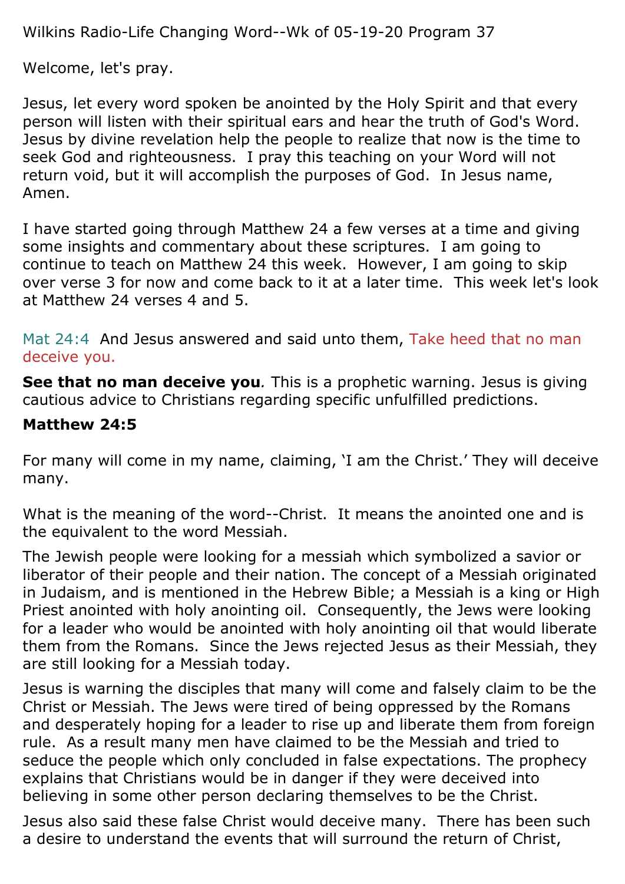Wilkins Radio-Life Changing Word--Wk of 05-19-20 Program 37

Welcome, let's pray.

Jesus, let every word spoken be anointed by the Holy Spirit and that every person will listen with their spiritual ears and hear the truth of God's Word. Jesus by divine revelation help the people to realize that now is the time to seek God and righteousness. I pray this teaching on your Word will not return void, but it will accomplish the purposes of God. In Jesus name, Amen.

I have started going through Matthew 24 a few verses at a time and giving some insights and commentary about these scriptures. I am going to continue to teach on Matthew 24 this week. However, I am going to skip over verse 3 for now and come back to it at a later time. This week let's look at Matthew 24 verses 4 and 5.

Mat 24:4 And Jesus answered and said unto them, Take heed that no man deceive you.

**See that no man deceive you***.* This is a prophetic warning. Jesus is giving cautious advice to Christians regarding specific unfulfilled predictions.

**Matthew 24:5**

For many will come in my name, claiming, 'I am the Christ.' They will deceive many.

What is the meaning of the word--Christ. It means the anointed one and is the equivalent to the word Messiah.

The Jewish people were looking for a messiah which symbolized a savior or liberator of their people and their nation. The concept of a Messiah originated in Judaism, and is mentioned in the Hebrew Bible; a Messiah is a king or High Priest anointed with holy anointing oil. Consequently, the Jews were looking for a leader who would be anointed with holy anointing oil that would liberate them from the Romans. Since the Jews rejected Jesus as their Messiah, they are still looking for a Messiah today.

Jesus is warning the disciples that many will come and falsely claim to be the Christ or Messiah. The Jews were tired of being oppressed by the Romans and desperately hoping for a leader to rise up and liberate them from foreign rule. As a result many men have claimed to be the Messiah and tried to seduce the people which only concluded in false expectations. The prophecy explains that Christians would be in danger if they were deceived into believing in some other person declaring themselves to be the Christ.

Jesus also said these false Christ would deceive many. There has been such a desire to understand the events that will surround the return of Christ,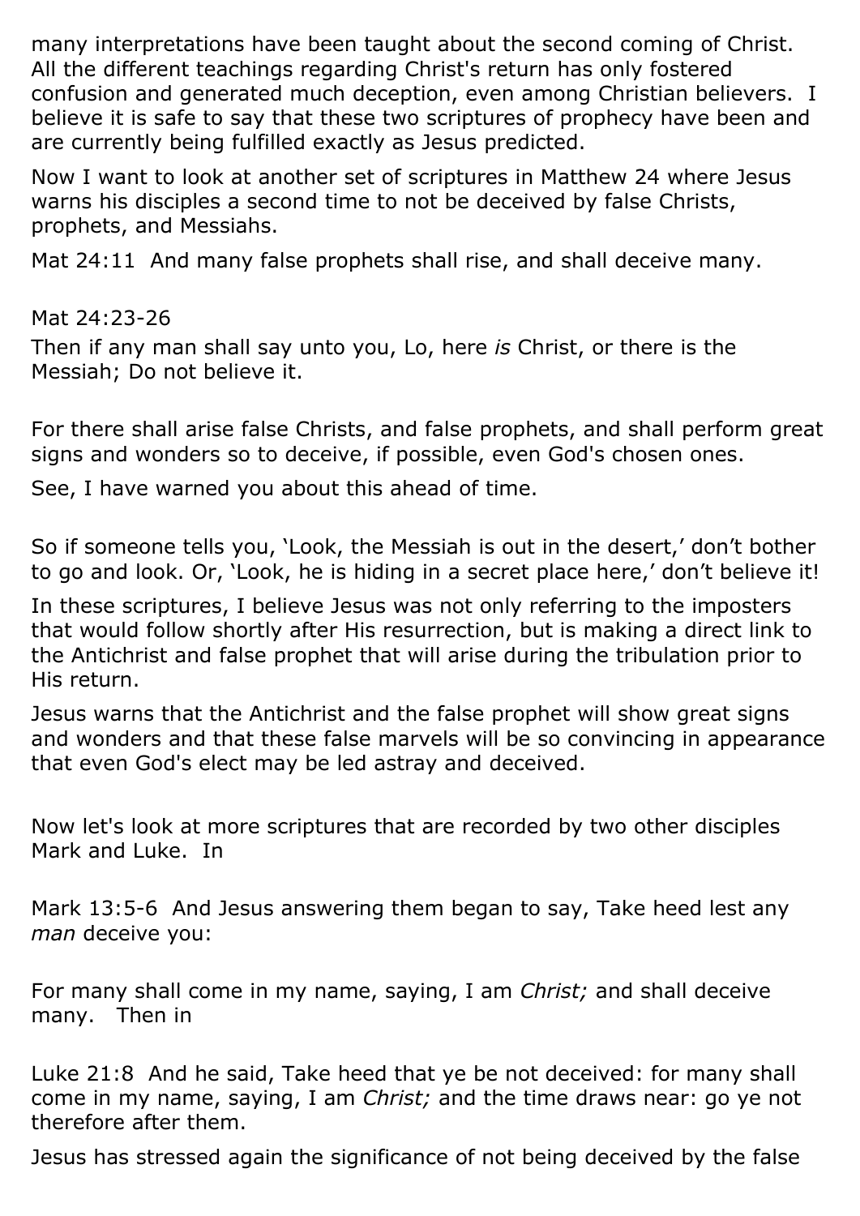many interpretations have been taught about the second coming of Christ. All the different teachings regarding Christ's return has only fostered confusion and generated much deception, even among Christian believers. I believe it is safe to say that these two scriptures of prophecy have been and are currently being fulfilled exactly as Jesus predicted.

Now I want to look at another set of scriptures in Matthew 24 where Jesus warns his disciples a second time to not be deceived by false Christs, prophets, and Messiahs.

Mat 24:11 And many false prophets shall rise, and shall deceive many.

Mat 24:23-26

Then if any man shall say unto you, Lo, here *is* Christ, or there is the Messiah; Do not believe it.

For there shall arise false Christs, and false prophets, and shall perform great signs and wonders so to deceive, if possible, even God's chosen ones.

See, I have warned you about this ahead of time.

So if someone tells you, 'Look, the Messiah is out in the desert,' don't bother to go and look. Or, 'Look, he is hiding in a secret place here,' don't believe it!

In these scriptures, I believe Jesus was not only referring to the imposters that would follow shortly after His resurrection, but is making a direct link to the Antichrist and false prophet that will arise during the tribulation prior to His return.

Jesus warns that the Antichrist and the false prophet will show great signs and wonders and that these false marvels will be so convincing in appearance that even God's elect may be led astray and deceived.

Now let's look at more scriptures that are recorded by two other disciples Mark and Luke. In

Mark 13:5-6 And Jesus answering them began to say, Take heed lest any *man* deceive you:

For many shall come in my name, saying, I am *Christ;* and shall deceive many. Then in

Luke 21:8 And he said, Take heed that ye be not deceived: for many shall come in my name, saying, I am *Christ;* and the time draws near: go ye not therefore after them.

Jesus has stressed again the significance of not being deceived by the false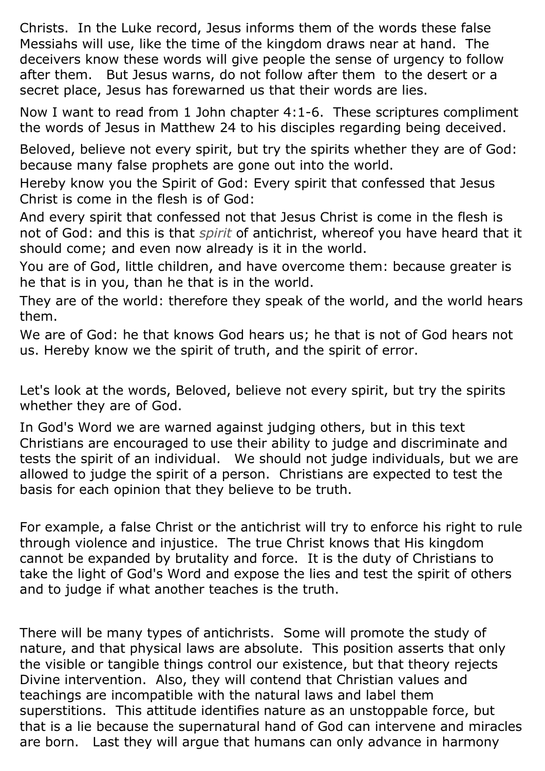Christs. In the Luke record, Jesus informs them of the words these false Messiahs will use, like the time of the kingdom draws near at hand. The deceivers know these words will give people the sense of urgency to follow after them. But Jesus warns, do not follow after them to the desert or a secret place, Jesus has forewarned us that their words are lies.

Now I want to read from 1 John chapter 4:1-6. These scriptures compliment the words of Jesus in Matthew 24 to his disciples regarding being deceived.

Beloved, believe not every spirit, but try the spirits whether they are of God: because many false prophets are gone out into the world.
Hereby know you the Spirit of God: Every spirit that confessed that Jesus Christ is come in the flesh is of God:
And every spirit that confessed not that Jesus Christ is come in the flesh is not of God: and this is that *spirit* of antichrist, whereof you have heard that it should come; and even now already is it in the world.
You are of God, little children, and have overcome them: because greater is he that is in you, than he that is in the world.
They are of the world: therefore they speak of the world, and the world hears them.
We are of God: he that knows God hears us; he that is not of God hears not us. Hereby know we the spirit of truth, and the spirit of error.

Let's look at the words, Beloved, believe not every spirit, but try the spirits whether they are of God.

In God's Word we are warned against judging others, but in this text Christians are encouraged to use their ability to judge and discriminate and tests the spirit of an individual. We should not judge individuals, but we are allowed to judge the spirit of a person. Christians are expected to test the basis for each opinion that they believe to be truth.

For example, a false Christ or the antichrist will try to enforce his right to rule through violence and injustice. The true Christ knows that His kingdom cannot be expanded by brutality and force. It is the duty of Christians to take the light of God's Word and expose the lies and test the spirit of others and to judge if what another teaches is the truth.

There will be many types of antichrists. Some will promote the study of nature, and that physical laws are absolute. This position asserts that only the visible or tangible things control our existence, but that theory rejects Divine intervention. Also, they will contend that Christian values and teachings are incompatible with the natural laws and label them superstitions. This attitude identifies nature as an unstoppable force, but that is a lie because the supernatural hand of God can intervene and miracles are born. Last they will argue that humans can only advance in harmony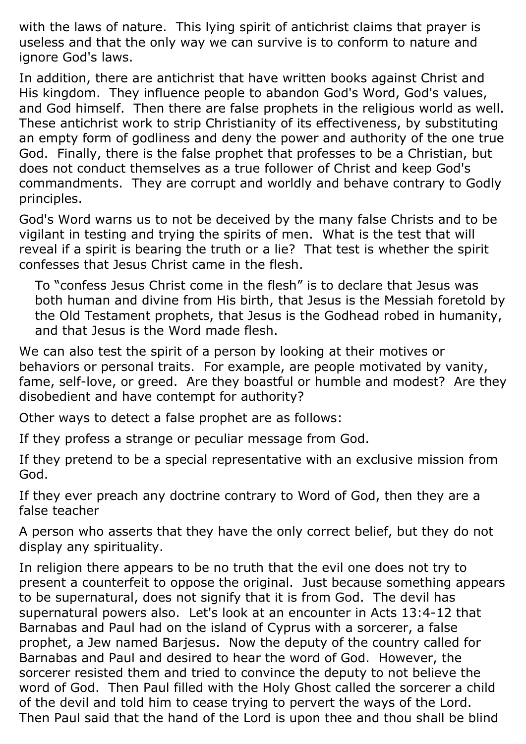with the laws of nature. This lying spirit of antichrist claims that prayer is useless and that the only way we can survive is to conform to nature and ignore God's laws.

In addition, there are antichrist that have written books against Christ and His kingdom. They influence people to abandon God's Word, God's values, and God himself. Then there are false prophets in the religious world as well. These antichrist work to strip Christianity of its effectiveness, by substituting an empty form of godliness and deny the power and authority of the one true God. Finally, there is the false prophet that professes to be a Christian, but does not conduct themselves as a true follower of Christ and keep God's commandments. They are corrupt and worldly and behave contrary to Godly principles.

God's Word warns us to not be deceived by the many false Christs and to be vigilant in testing and trying the spirits of men. What is the test that will reveal if a spirit is bearing the truth or a lie? That test is whether the spirit confesses that Jesus Christ came in the flesh.

> To "confess Jesus Christ come in the flesh" is to declare that Jesus was both human and divine from His birth, that Jesus is the Messiah foretold by the Old Testament prophets, that Jesus is the Godhead robed in humanity, and that Jesus is the Word made flesh.

We can also test the spirit of a person by looking at their motives or behaviors or personal traits. For example, are people motivated by vanity, fame, self-love, or greed. Are they boastful or humble and modest? Are they disobedient and have contempt for authority?

Other ways to detect a false prophet are as follows:

If they profess a strange or peculiar message from God.

If they pretend to be a special representative with an exclusive mission from God.

If they ever preach any doctrine contrary to Word of God, then they are a false teacher

A person who asserts that they have the only correct belief, but they do not display any spirituality.

In religion there appears to be no truth that the evil one does not try to present a counterfeit to oppose the original. Just because something appears to be supernatural, does not signify that it is from God. The devil has supernatural powers also. Let's look at an encounter in Acts 13:4-12 that Barnabas and Paul had on the island of Cyprus with a sorcerer, a false prophet, a Jew named Barjesus. Now the deputy of the country called for Barnabas and Paul and desired to hear the word of God. However, the sorcerer resisted them and tried to convince the deputy to not believe the word of God. Then Paul filled with the Holy Ghost called the sorcerer a child of the devil and told him to cease trying to pervert the ways of the Lord. Then Paul said that the hand of the Lord is upon thee and thou shall be blind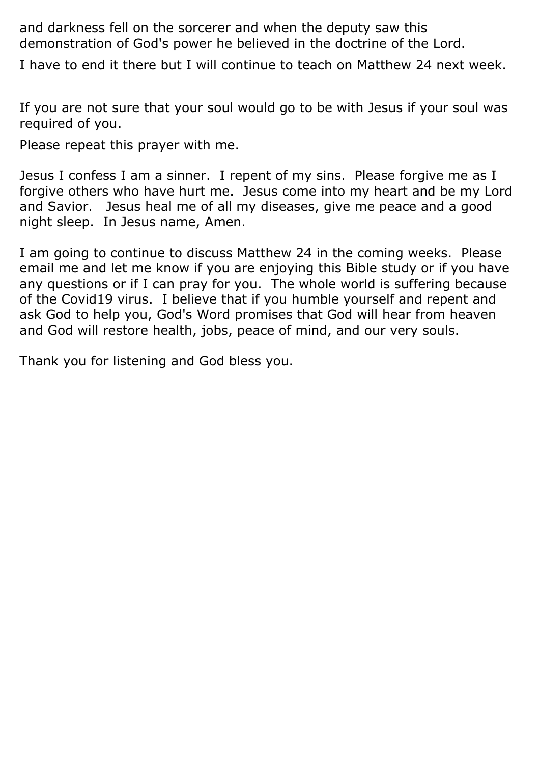and darkness fell on the sorcerer and when the deputy saw this demonstration of God's power he believed in the doctrine of the Lord.

I have to end it there but I will continue to teach on Matthew 24 next week.

If you are not sure that your soul would go to be with Jesus if your soul was required of you.

Please repeat this prayer with me.

Jesus I confess I am a sinner.  I repent of my sins.  Please forgive me as I forgive others who have hurt me.  Jesus come into my heart and be my Lord and Savior.   Jesus heal me of all my diseases, give me peace and a good night sleep.  In Jesus name, Amen.

I am going to continue to discuss Matthew 24 in the coming weeks.  Please email me and let me know if you are enjoying this Bible study or if you have any questions or if I can pray for you.  The whole world is suffering because of the Covid19 virus.  I believe that if you humble yourself and repent and ask God to help you, God's Word promises that God will hear from heaven and God will restore health, jobs, peace of mind, and our very souls.

Thank you for listening and God bless you.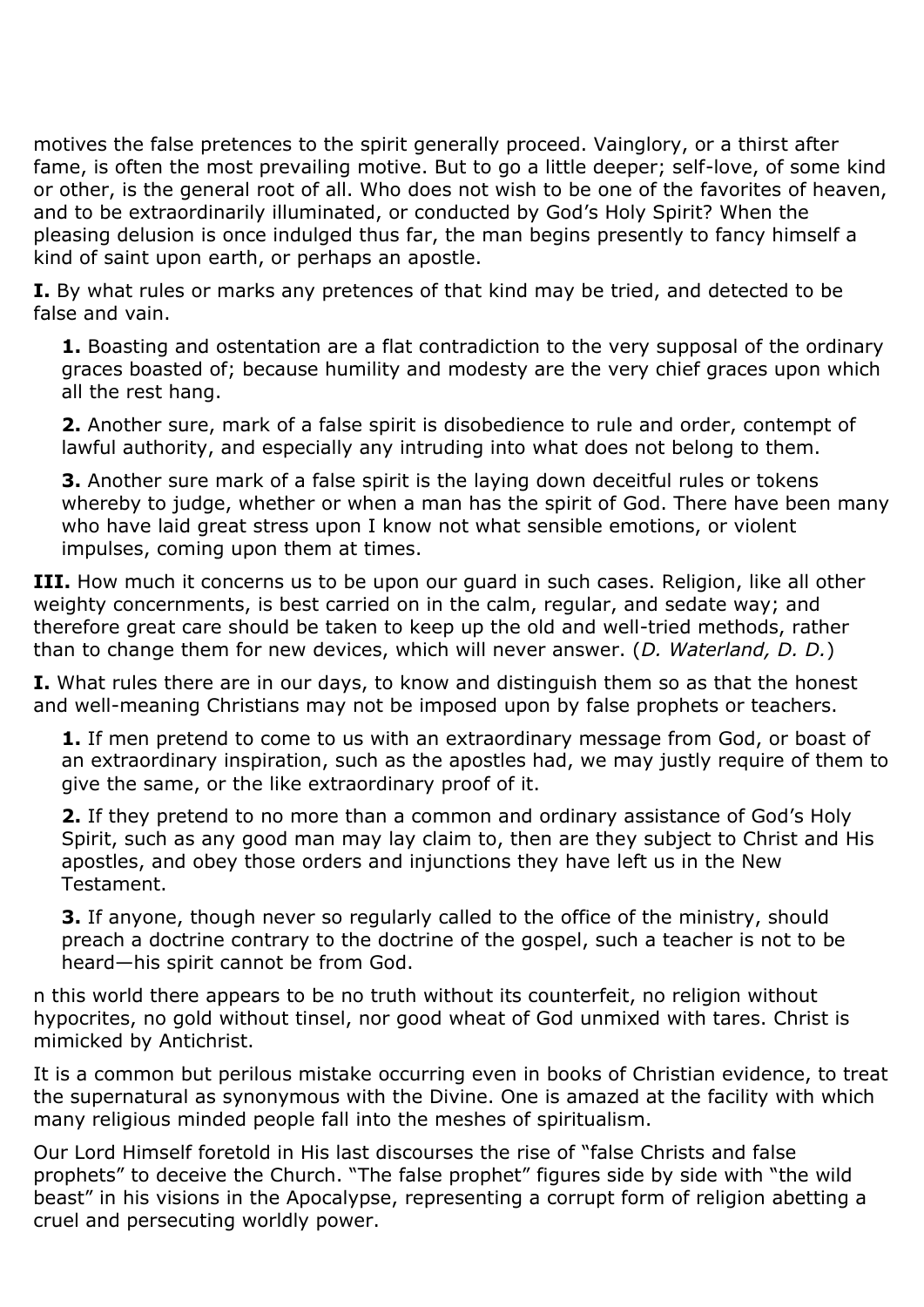motives the false pretences to the spirit generally proceed. Vainglory, or a thirst after fame, is often the most prevailing motive. But to go a little deeper; self-love, of some kind or other, is the general root of all. Who does not wish to be one of the favorites of heaven, and to be extraordinarily illuminated, or conducted by God's Holy Spirit? When the pleasing delusion is once indulged thus far, the man begins presently to fancy himself a kind of saint upon earth, or perhaps an apostle.

**I.** By what rules or marks any pretences of that kind may be tried, and detected to be false and vain.

> **1.** Boasting and ostentation are a flat contradiction to the very supposal of the ordinary graces boasted of; because humility and modesty are the very chief graces upon which all the rest hang.
>
> **2.** Another sure, mark of a false spirit is disobedience to rule and order, contempt of lawful authority, and especially any intruding into what does not belong to them.
>
> **3.** Another sure mark of a false spirit is the laying down deceitful rules or tokens whereby to judge, whether or when a man has the spirit of God. There have been many who have laid great stress upon I know not what sensible emotions, or violent impulses, coming upon them at times.

**III.** How much it concerns us to be upon our guard in such cases. Religion, like all other weighty concernments, is best carried on in the calm, regular, and sedate way; and therefore great care should be taken to keep up the old and well-tried methods, rather than to change them for new devices, which will never answer. (*D. Waterland, D. D.*)

**I.** What rules there are in our days, to know and distinguish them so as that the honest and well-meaning Christians may not be imposed upon by false prophets or teachers.

> **1.** If men pretend to come to us with an extraordinary message from God, or boast of an extraordinary inspiration, such as the apostles had, we may justly require of them to give the same, or the like extraordinary proof of it.
>
> **2.** If they pretend to no more than a common and ordinary assistance of God's Holy Spirit, such as any good man may lay claim to, then are they subject to Christ and His apostles, and obey those orders and injunctions they have left us in the New Testament.
>
> **3.** If anyone, though never so regularly called to the office of the ministry, should preach a doctrine contrary to the doctrine of the gospel, such a teacher is not to be heard—his spirit cannot be from God.

n this world there appears to be no truth without its counterfeit, no religion without hypocrites, no gold without tinsel, nor good wheat of God unmixed with tares. Christ is mimicked by Antichrist.

It is a common but perilous mistake occurring even in books of Christian evidence, to treat the supernatural as synonymous with the Divine. One is amazed at the facility with which many religious minded people fall into the meshes of spiritualism.

Our Lord Himself foretold in His last discourses the rise of "false Christs and false prophets" to deceive the Church. "The false prophet" figures side by side with "the wild beast" in his visions in the Apocalypse, representing a corrupt form of religion abetting a cruel and persecuting worldly power.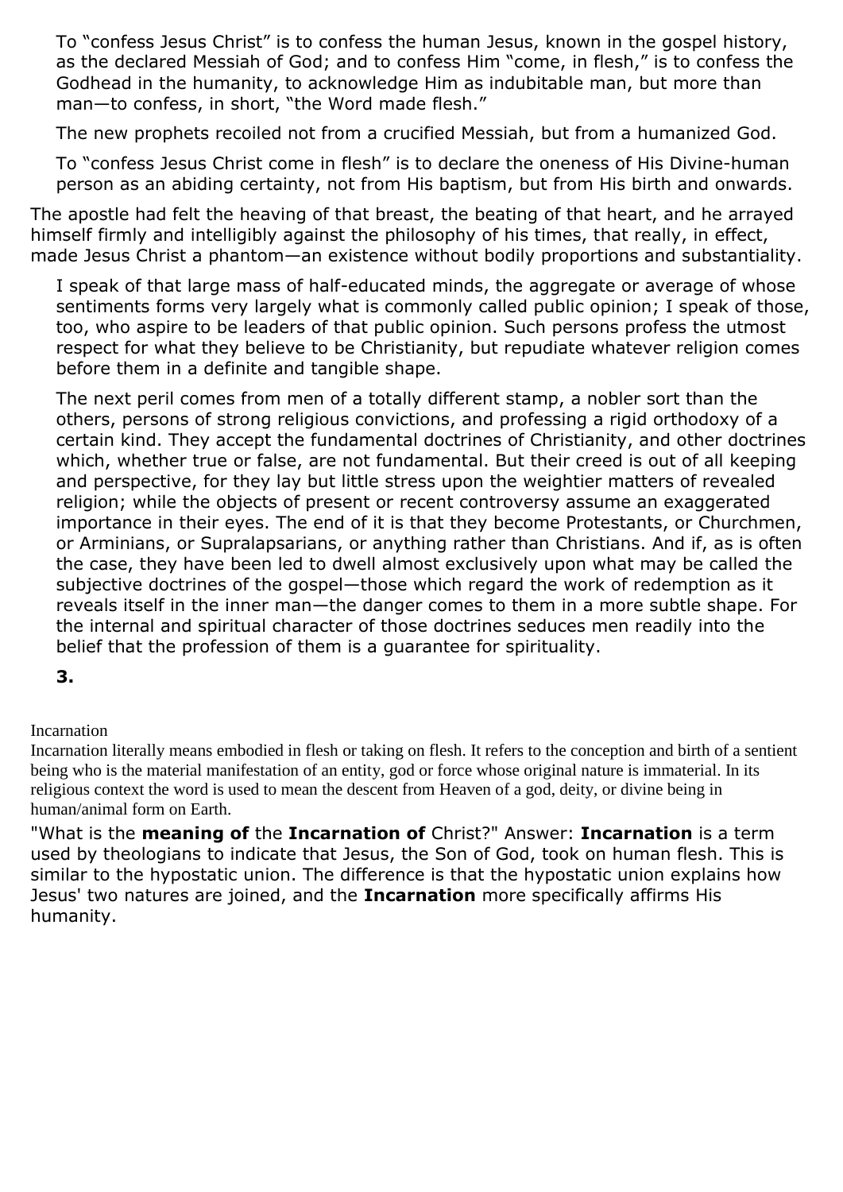To "confess Jesus Christ" is to confess the human Jesus, known in the gospel history, as the declared Messiah of God; and to confess Him "come, in flesh," is to confess the Godhead in the humanity, to acknowledge Him as indubitable man, but more than man—to confess, in short, "the Word made flesh."

The new prophets recoiled not from a crucified Messiah, but from a humanized God.

To "confess Jesus Christ come in flesh" is to declare the oneness of His Divine-human person as an abiding certainty, not from His baptism, but from His birth and onwards.

The apostle had felt the heaving of that breast, the beating of that heart, and he arrayed himself firmly and intelligibly against the philosophy of his times, that really, in effect, made Jesus Christ a phantom—an existence without bodily proportions and substantiality.

I speak of that large mass of half-educated minds, the aggregate or average of whose sentiments forms very largely what is commonly called public opinion; I speak of those, too, who aspire to be leaders of that public opinion. Such persons profess the utmost respect for what they believe to be Christianity, but repudiate whatever religion comes before them in a definite and tangible shape.

The next peril comes from men of a totally different stamp, a nobler sort than the others, persons of strong religious convictions, and professing a rigid orthodoxy of a certain kind. They accept the fundamental doctrines of Christianity, and other doctrines which, whether true or false, are not fundamental. But their creed is out of all keeping and perspective, for they lay but little stress upon the weightier matters of revealed religion; while the objects of present or recent controversy assume an exaggerated importance in their eyes. The end of it is that they become Protestants, or Churchmen, or Arminians, or Supralapsarians, or anything rather than Christians. And if, as is often the case, they have been led to dwell almost exclusively upon what may be called the subjective doctrines of the gospel—those which regard the work of redemption as it reveals itself in the inner man—the danger comes to them in a more subtle shape. For the internal and spiritual character of those doctrines seduces men readily into the belief that the profession of them is a guarantee for spirituality.

**3.**

Incarnation

Incarnation literally means embodied in flesh or taking on flesh. It refers to the conception and birth of a sentient being who is the material manifestation of an entity, god or force whose original nature is immaterial. In its religious context the word is used to mean the descent from Heaven of a god, deity, or divine being in human/animal form on Earth.

"What is the **meaning of** the **Incarnation of** Christ?" Answer: **Incarnation** is a term used by theologians to indicate that Jesus, the Son of God, took on human flesh. This is similar to the hypostatic union. The difference is that the hypostatic union explains how Jesus' two natures are joined, and the **Incarnation** more specifically affirms His humanity.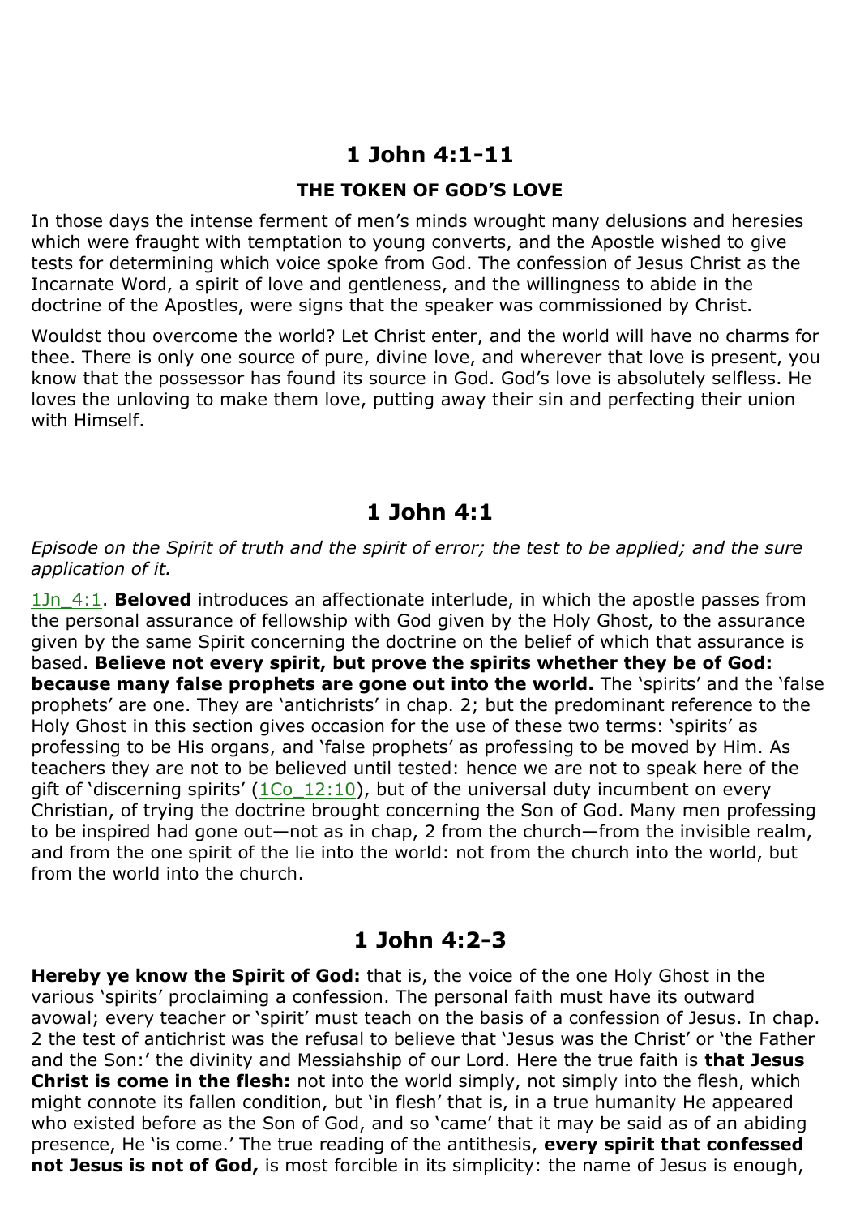## 1 John 4:1-11

### THE TOKEN OF GOD'S LOVE

In those days the intense ferment of men's minds wrought many delusions and heresies which were fraught with temptation to young converts, and the Apostle wished to give tests for determining which voice spoke from God. The confession of Jesus Christ as the Incarnate Word, a spirit of love and gentleness, and the willingness to abide in the doctrine of the Apostles, were signs that the speaker was commissioned by Christ.

Wouldst thou overcome the world? Let Christ enter, and the world will have no charms for thee. There is only one source of pure, divine love, and wherever that love is present, you know that the possessor has found its source in God. God's love is absolutely selfless. He loves the unloving to make them love, putting away their sin and perfecting their union with Himself.

## 1 John 4:1

*Episode on the Spirit of truth and the spirit of error; the test to be applied; and the sure application of it.*

1Jn_4:1. **Beloved** introduces an affectionate interlude, in which the apostle passes from the personal assurance of fellowship with God given by the Holy Ghost, to the assurance given by the same Spirit concerning the doctrine on the belief of which that assurance is based. **Believe not every spirit, but prove the spirits whether they be of God: because many false prophets are gone out into the world.** The 'spirits' and the 'false prophets' are one. They are 'antichrists' in chap. 2; but the predominant reference to the Holy Ghost in this section gives occasion for the use of these two terms: 'spirits' as professing to be His organs, and 'false prophets' as professing to be moved by Him. As teachers they are not to be believed until tested: hence we are not to speak here of the gift of 'discerning spirits' (1Co_12:10), but of the universal duty incumbent on every Christian, of trying the doctrine brought concerning the Son of God. Many men professing to be inspired had gone out—not as in chap, 2 from the church—from the invisible realm, and from the one spirit of the lie into the world: not from the church into the world, but from the world into the church.

## 1 John 4:2-3

**Hereby ye know the Spirit of God:** that is, the voice of the one Holy Ghost in the various 'spirits' proclaiming a confession. The personal faith must have its outward avowal; every teacher or 'spirit' must teach on the basis of a confession of Jesus. In chap. 2 the test of antichrist was the refusal to believe that 'Jesus was the Christ' or 'the Father and the Son:' the divinity and Messiahship of our Lord. Here the true faith is **that Jesus Christ is come in the flesh:** not into the world simply, not simply into the flesh, which might connote its fallen condition, but 'in flesh' that is, in a true humanity He appeared who existed before as the Son of God, and so 'came' that it may be said as of an abiding presence, He 'is come.' The true reading of the antithesis, **every spirit that confessed not Jesus is not of God,** is most forcible in its simplicity: the name of Jesus is enough,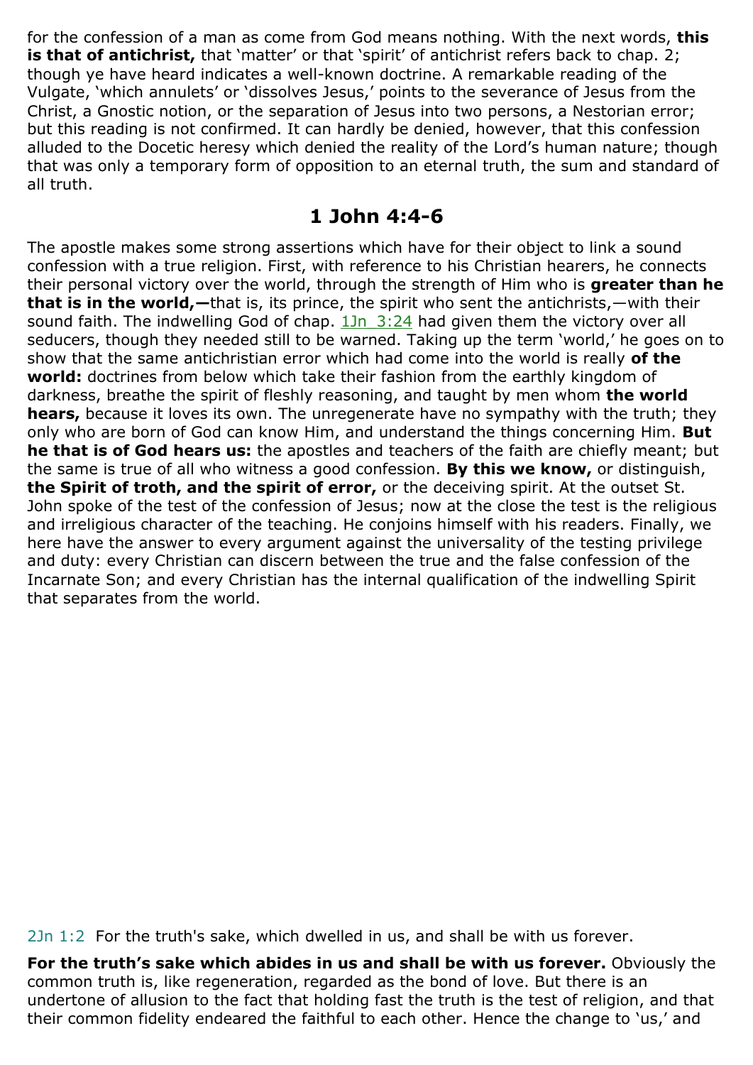for the confession of a man as come from God means nothing. With the next words, **this is that of antichrist,** that 'matter' or that 'spirit' of antichrist refers back to chap. 2; though ye have heard indicates a well-known doctrine. A remarkable reading of the Vulgate, 'which annulets' or 'dissolves Jesus,' points to the severance of Jesus from the Christ, a Gnostic notion, or the separation of Jesus into two persons, a Nestorian error; but this reading is not confirmed. It can hardly be denied, however, that this confession alluded to the Docetic heresy which denied the reality of the Lord's human nature; though that was only a temporary form of opposition to an eternal truth, the sum and standard of all truth.

## 1 John 4:4-6

The apostle makes some strong assertions which have for their object to link a sound confession with a true religion. First, with reference to his Christian hearers, he connects their personal victory over the world, through the strength of Him who is **greater than he that is in the world,—**that is, its prince, the spirit who sent the antichrists,—with their sound faith. The indwelling God of chap. 1Jn 3:24 had given them the victory over all seducers, though they needed still to be warned. Taking up the term 'world,' he goes on to show that the same antichristian error which had come into the world is really **of the world:** doctrines from below which take their fashion from the earthly kingdom of darkness, breathe the spirit of fleshly reasoning, and taught by men whom **the world hears,** because it loves its own. The unregenerate have no sympathy with the truth; they only who are born of God can know Him, and understand the things concerning Him. **But he that is of God hears us:** the apostles and teachers of the faith are chiefly meant; but the same is true of all who witness a good confession. **By this we know,** or distinguish, **the Spirit of troth, and the spirit of error,** or the deceiving spirit. At the outset St. John spoke of the test of the confession of Jesus; now at the close the test is the religious and irreligious character of the teaching. He conjoins himself with his readers. Finally, we here have the answer to every argument against the universality of the testing privilege and duty: every Christian can discern between the true and the false confession of the Incarnate Son; and every Christian has the internal qualification of the indwelling Spirit that separates from the world.

2Jn 1:2 For the truth's sake, which dwelled in us, and shall be with us forever.

**For the truth's sake which abides in us and shall be with us forever.** Obviously the common truth is, like regeneration, regarded as the bond of love. But there is an undertone of allusion to the fact that holding fast the truth is the test of religion, and that their common fidelity endeared the faithful to each other. Hence the change to 'us,' and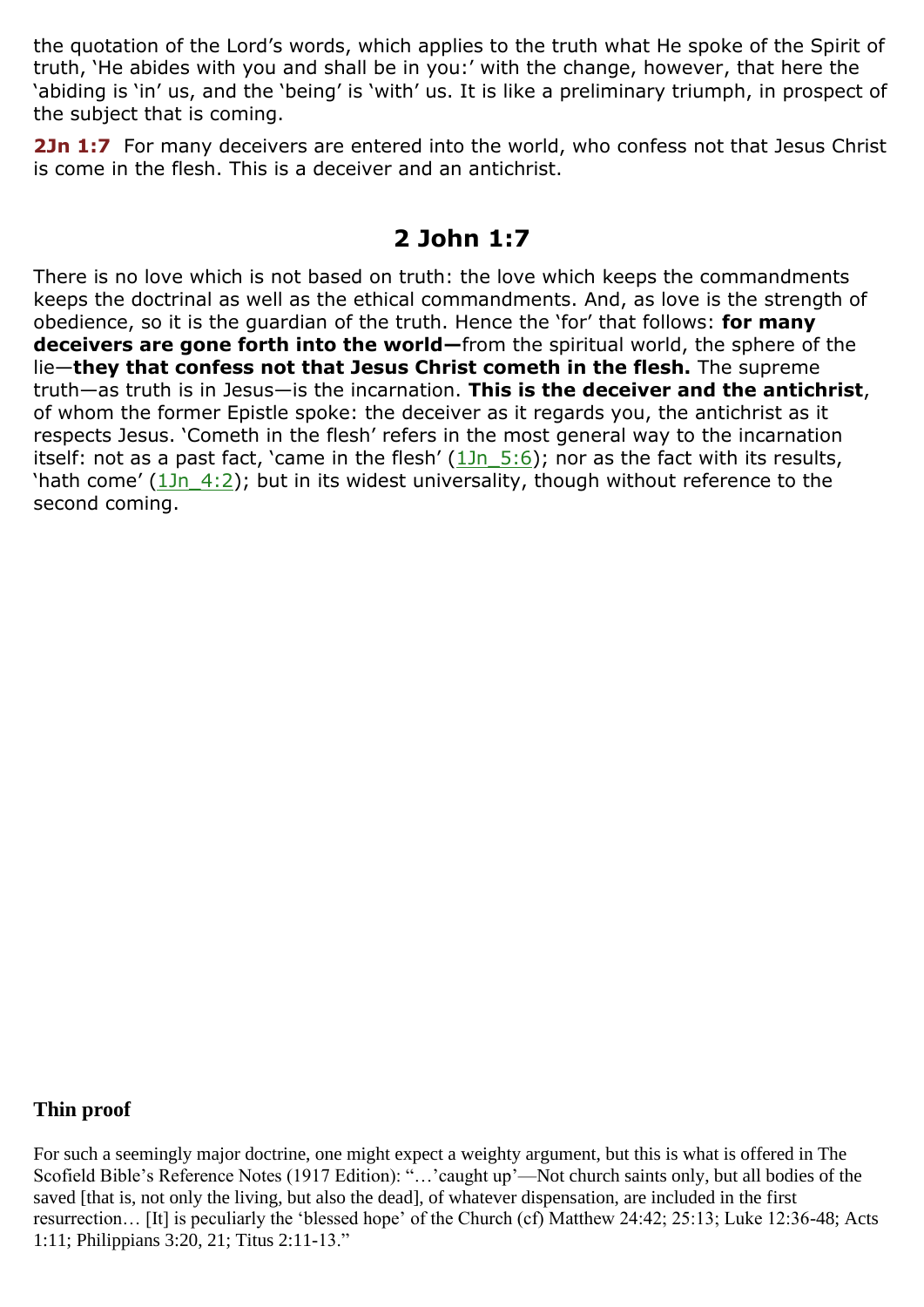the quotation of the Lord's words, which applies to the truth what He spoke of the Spirit of truth, 'He abides with you and shall be in you:' with the change, however, that here the 'abiding is 'in' us, and the 'being' is 'with' us. It is like a preliminary triumph, in prospect of the subject that is coming.

**2Jn 1:7** For many deceivers are entered into the world, who confess not that Jesus Christ is come in the flesh. This is a deceiver and an antichrist.

## 2 John 1:7

There is no love which is not based on truth: the love which keeps the commandments keeps the doctrinal as well as the ethical commandments. And, as love is the strength of obedience, so it is the guardian of the truth. Hence the 'for' that follows: **for many deceivers are gone forth into the world—**from the spiritual world, the sphere of the lie—**they that confess not that Jesus Christ cometh in the flesh.** The supreme truth—as truth is in Jesus—is the incarnation. **This is the deceiver and the antichrist**, of whom the former Epistle spoke: the deceiver as it regards you, the antichrist as it respects Jesus. 'Cometh in the flesh' refers in the most general way to the incarnation itself: not as a past fact, 'came in the flesh' (1Jn_5:6); nor as the fact with its results, 'hath come' (1Jn_4:2); but in its widest universality, though without reference to the second coming.

### Thin proof

For such a seemingly major doctrine, one might expect a weighty argument, but this is what is offered in The Scofield Bible's Reference Notes (1917 Edition): "…'caught up'—Not church saints only, but all bodies of the saved [that is, not only the living, but also the dead], of whatever dispensation, are included in the first resurrection… [It] is peculiarly the 'blessed hope' of the Church (cf) Matthew 24:42; 25:13; Luke 12:36-48; Acts 1:11; Philippians 3:20, 21; Titus 2:11-13."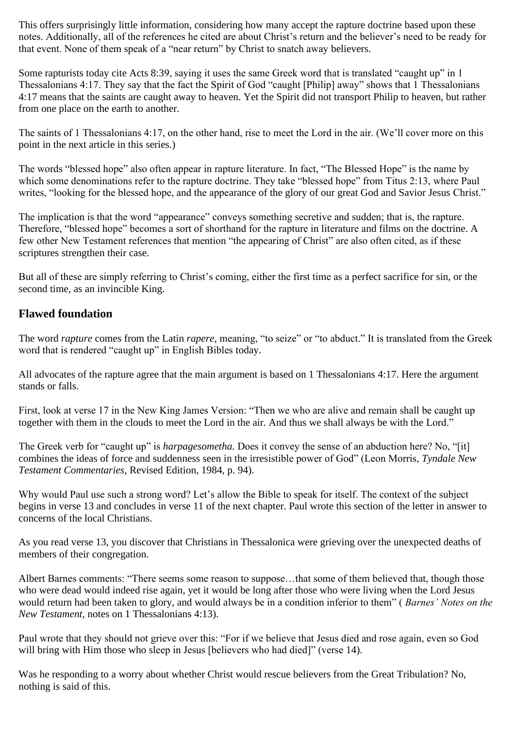This offers surprisingly little information, considering how many accept the rapture doctrine based upon these notes. Additionally, all of the references he cited are about Christ's return and the believer's need to be ready for that event. None of them speak of a "near return" by Christ to snatch away believers.

Some rapturists today cite Acts 8:39, saying it uses the same Greek word that is translated "caught up" in 1 Thessalonians 4:17. They say that the fact the Spirit of God "caught [Philip] away" shows that 1 Thessalonians 4:17 means that the saints are caught away to heaven. Yet the Spirit did not transport Philip to heaven, but rather from one place on the earth to another.

The saints of 1 Thessalonians 4:17, on the other hand, rise to meet the Lord in the air. (We'll cover more on this point in the next article in this series.)

The words "blessed hope" also often appear in rapture literature. In fact, "The Blessed Hope" is the name by which some denominations refer to the rapture doctrine. They take "blessed hope" from Titus 2:13, where Paul writes, "looking for the blessed hope, and the appearance of the glory of our great God and Savior Jesus Christ."

The implication is that the word "appearance" conveys something secretive and sudden; that is, the rapture. Therefore, "blessed hope" becomes a sort of shorthand for the rapture in literature and films on the doctrine. A few other New Testament references that mention "the appearing of Christ" are also often cited, as if these scriptures strengthen their case.

But all of these are simply referring to Christ's coming, either the first time as a perfect sacrifice for sin, or the second time, as an invincible King.

## Flawed foundation

The word *rapture* comes from the Latin *rapere,* meaning, "to seize" or "to abduct." It is translated from the Greek word that is rendered "caught up" in English Bibles today.

All advocates of the rapture agree that the main argument is based on 1 Thessalonians 4:17. Here the argument stands or falls.

First, look at verse 17 in the New King James Version: "Then we who are alive and remain shall be caught up together with them in the clouds to meet the Lord in the air. And thus we shall always be with the Lord."

The Greek verb for "caught up" is *harpagesometha.* Does it convey the sense of an abduction here? No, "[it] combines the ideas of force and suddenness seen in the irresistible power of God" (Leon Morris, *Tyndale New Testament Commentaries,* Revised Edition, 1984, p. 94).

Why would Paul use such a strong word? Let's allow the Bible to speak for itself. The context of the subject begins in verse 13 and concludes in verse 11 of the next chapter. Paul wrote this section of the letter in answer to concerns of the local Christians.

As you read verse 13, you discover that Christians in Thessalonica were grieving over the unexpected deaths of members of their congregation.

Albert Barnes comments: "There seems some reason to suppose…that some of them believed that, though those who were dead would indeed rise again, yet it would be long after those who were living when the Lord Jesus would return had been taken to glory, and would always be in a condition inferior to them" ( *Barnes' Notes on the New Testament,* notes on 1 Thessalonians 4:13).

Paul wrote that they should not grieve over this: "For if we believe that Jesus died and rose again, even so God will bring with Him those who sleep in Jesus [believers who had died]" (verse 14).

Was he responding to a worry about whether Christ would rescue believers from the Great Tribulation? No, nothing is said of this.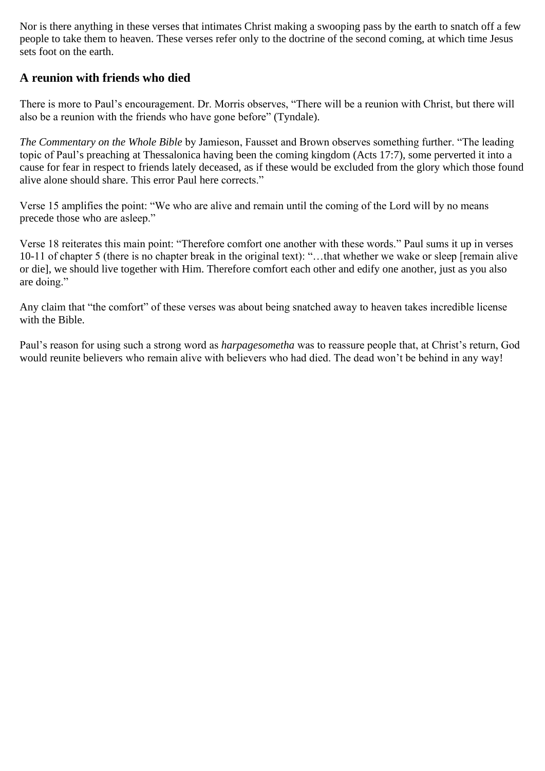Nor is there anything in these verses that intimates Christ making a swooping pass by the earth to snatch off a few people to take them to heaven. These verses refer only to the doctrine of the second coming, at which time Jesus sets foot on the earth.

## A reunion with friends who died

There is more to Paul's encouragement. Dr. Morris observes, "There will be a reunion with Christ, but there will also be a reunion with the friends who have gone before" (Tyndale).

*The Commentary on the Whole Bible* by Jamieson, Fausset and Brown observes something further. "The leading topic of Paul's preaching at Thessalonica having been the coming kingdom (Acts 17:7), some perverted it into a cause for fear in respect to friends lately deceased, as if these would be excluded from the glory which those found alive alone should share. This error Paul here corrects."

Verse 15 amplifies the point: "We who are alive and remain until the coming of the Lord will by no means precede those who are asleep."

Verse 18 reiterates this main point: "Therefore comfort one another with these words." Paul sums it up in verses 10-11 of chapter 5 (there is no chapter break in the original text): "…that whether we wake or sleep [remain alive or die], we should live together with Him. Therefore comfort each other and edify one another, just as you also are doing."

Any claim that "the comfort" of these verses was about being snatched away to heaven takes incredible license with the Bible.

Paul's reason for using such a strong word as *harpagesometha* was to reassure people that, at Christ's return, God would reunite believers who remain alive with believers who had died. The dead won't be behind in any way!